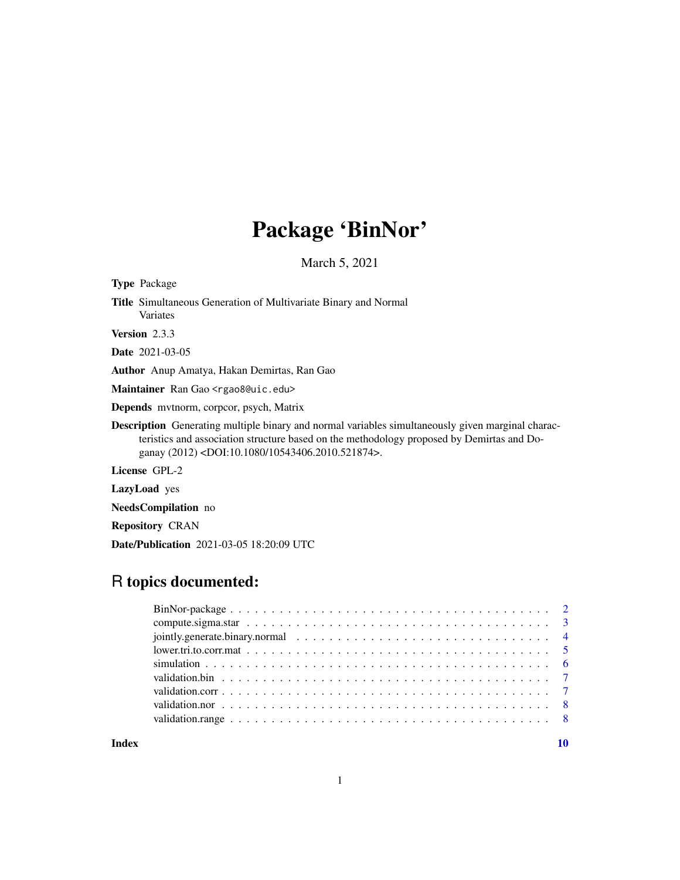# Package 'BinNor'

March 5, 2021

**Type** Package

**Title** Simultaneous Generation of Multivariate Binary and Normal Variates

**Version** 2.3.3

**Date** 2021-03-05

**Author** Anup Amatya, Hakan Demirtas, Ran Gao

**Maintainer** Ran Gao <rgao8@uic.edu>

**Depends** mvtnorm, corpcor, psych, Matrix

**Description** Generating multiple binary and normal variables simultaneously given marginal characteristics and association structure based on the methodology proposed by Demirtas and Doganay (2012) <DOI:10.1080/10543406.2010.521874>.

**License** GPL-2

**LazyLoad** yes

**NeedsCompilation** no

**Repository** CRAN

**Date/Publication** 2021-03-05 18:20:09 UTC

## R topics documented:

| | |
|---|---|
| BinNor-package | 2 |
| compute.sigma.star | 3 |
| jointly.generate.binary.normal | 4 |
| lower.tri.to.corr.mat | 5 |
| simulation | 6 |
| validation.bin | 7 |
| validation.corr | 7 |
| validation.nor | 8 |
| validation.range | 8 |
| **Index** | **10** |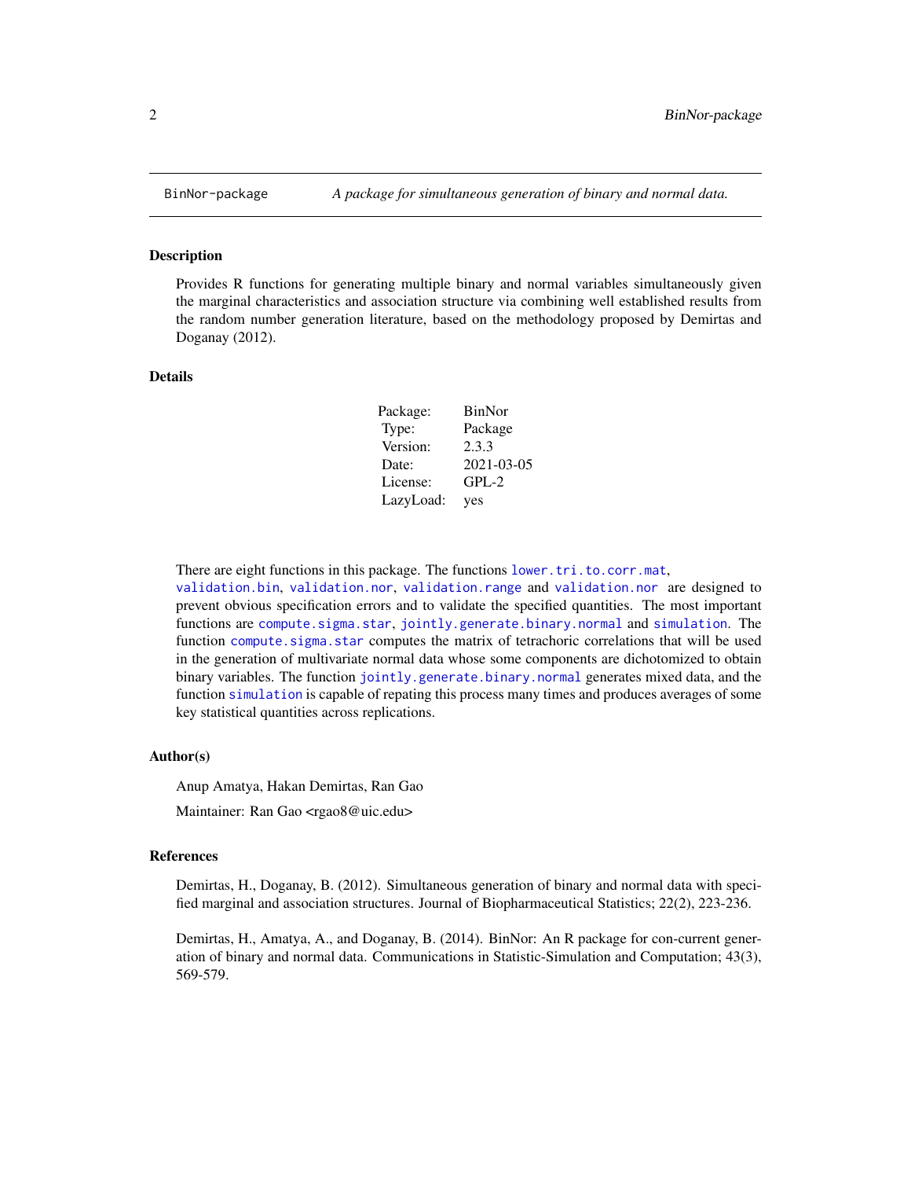BinNor-package    *A package for simultaneous generation of binary and normal data.*

## Description

Provides R functions for generating multiple binary and normal variables simultaneously given the marginal characteristics and association structure via combining well established results from the random number generation literature, based on the methodology proposed by Demirtas and Doganay (2012).

## Details

| | |
|---|---|
| Package: | BinNor |
| Type: | Package |
| Version: | 2.3.3 |
| Date: | 2021-03-05 |
| License: | GPL-2 |
| LazyLoad: | yes |

There are eight functions in this package. The functions `lower.tri.to.corr.mat`, `validation.bin`, `validation.nor`, `validation.range` and `validation.nor` are designed to prevent obvious specification errors and to validate the specified quantities. The most important functions are `compute.sigma.star`, `jointly.generate.binary.normal` and `simulation`. The function `compute.sigma.star` computes the matrix of tetrachoric correlations that will be used in the generation of multivariate normal data whose some components are dichotomized to obtain binary variables. The function `jointly.generate.binary.normal` generates mixed data, and the function `simulation` is capable of repating this process many times and produces averages of some key statistical quantities across replications.

## Author(s)

Anup Amatya, Hakan Demirtas, Ran Gao

Maintainer: Ran Gao <rgao8@uic.edu>

## References

Demirtas, H., Doganay, B. (2012). Simultaneous generation of binary and normal data with specified marginal and association structures. Journal of Biopharmaceutical Statistics; 22(2), 223-236.

Demirtas, H., Amatya, A., and Doganay, B. (2014). BinNor: An R package for con-current generation of binary and normal data. Communications in Statistic-Simulation and Computation; 43(3), 569-579.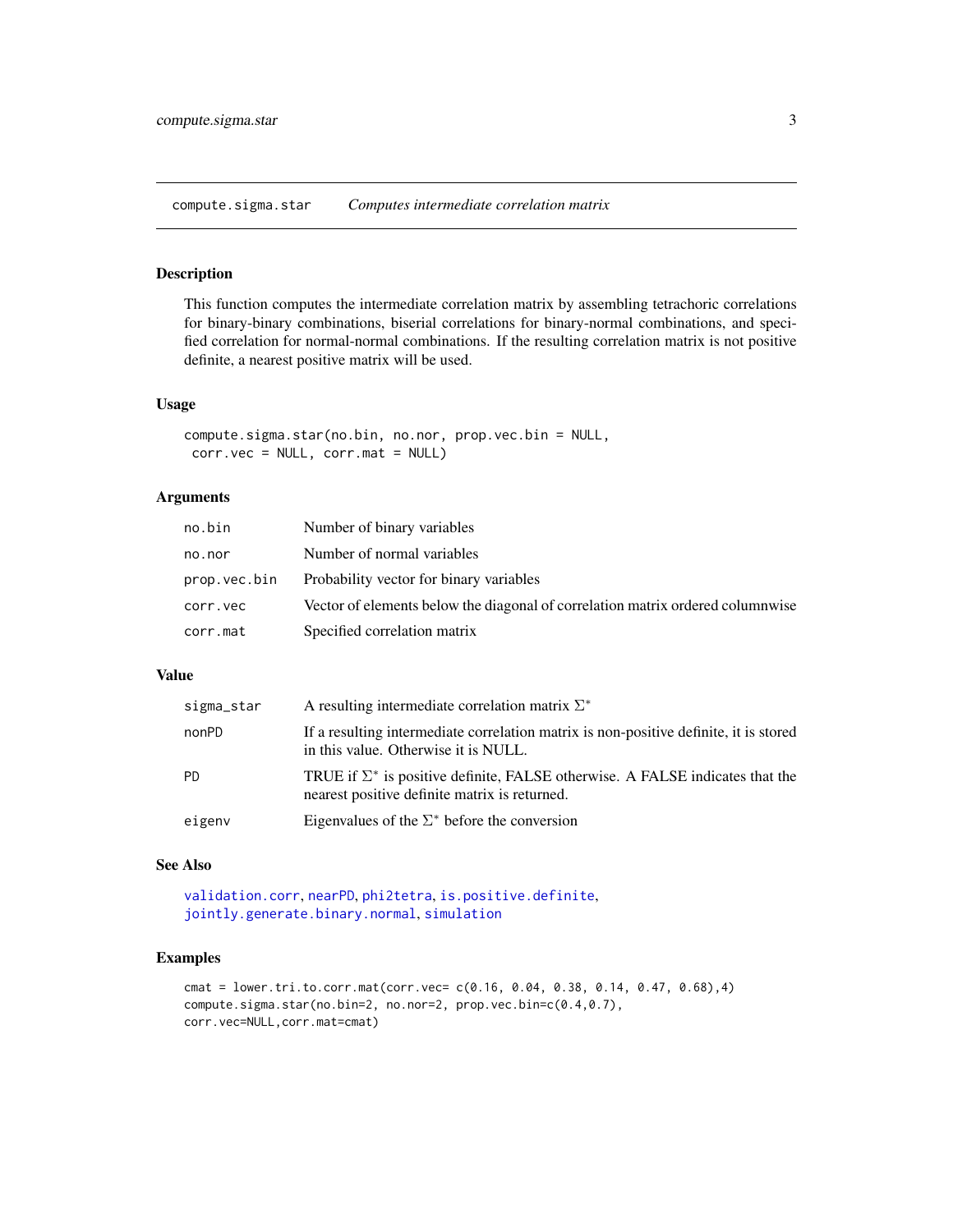compute.sigma.star    *Computes intermediate correlation matrix*

## Description

This function computes the intermediate correlation matrix by assembling tetrachoric correlations for binary-binary combinations, biserial correlations for binary-normal combinations, and specified correlation for normal-normal combinations. If the resulting correlation matrix is not positive definite, a nearest positive matrix will be used.

## Usage

```
compute.sigma.star(no.bin, no.nor, prop.vec.bin = NULL,
 corr.vec = NULL, corr.mat = NULL)
```

## Arguments

| | |
|---|---|
| `no.bin` | Number of binary variables |
| `no.nor` | Number of normal variables |
| `prop.vec.bin` | Probability vector for binary variables |
| `corr.vec` | Vector of elements below the diagonal of correlation matrix ordered columnwise |
| `corr.mat` | Specified correlation matrix |

## Value

| | |
|---|---|
| `sigma_star` | A resulting intermediate correlation matrix $\Sigma^*$ |
| `nonPD` | If a resulting intermediate correlation matrix is non-positive definite, it is stored in this value. Otherwise it is NULL. |
| `PD` | TRUE if $\Sigma^*$ is positive definite, FALSE otherwise. A FALSE indicates that the nearest positive definite matrix is returned. |
| `eigenv` | Eigenvalues of the $\Sigma^*$ before the conversion |

## See Also

`validation.corr`, `nearPD`, `phi2tetra`, `is.positive.definite`, `jointly.generate.binary.normal`, `simulation`

## Examples

```
cmat = lower.tri.to.corr.mat(corr.vec= c(0.16, 0.04, 0.38, 0.14, 0.47, 0.68),4)
compute.sigma.star(no.bin=2, no.nor=2, prop.vec.bin=c(0.4,0.7),
corr.vec=NULL,corr.mat=cmat)
```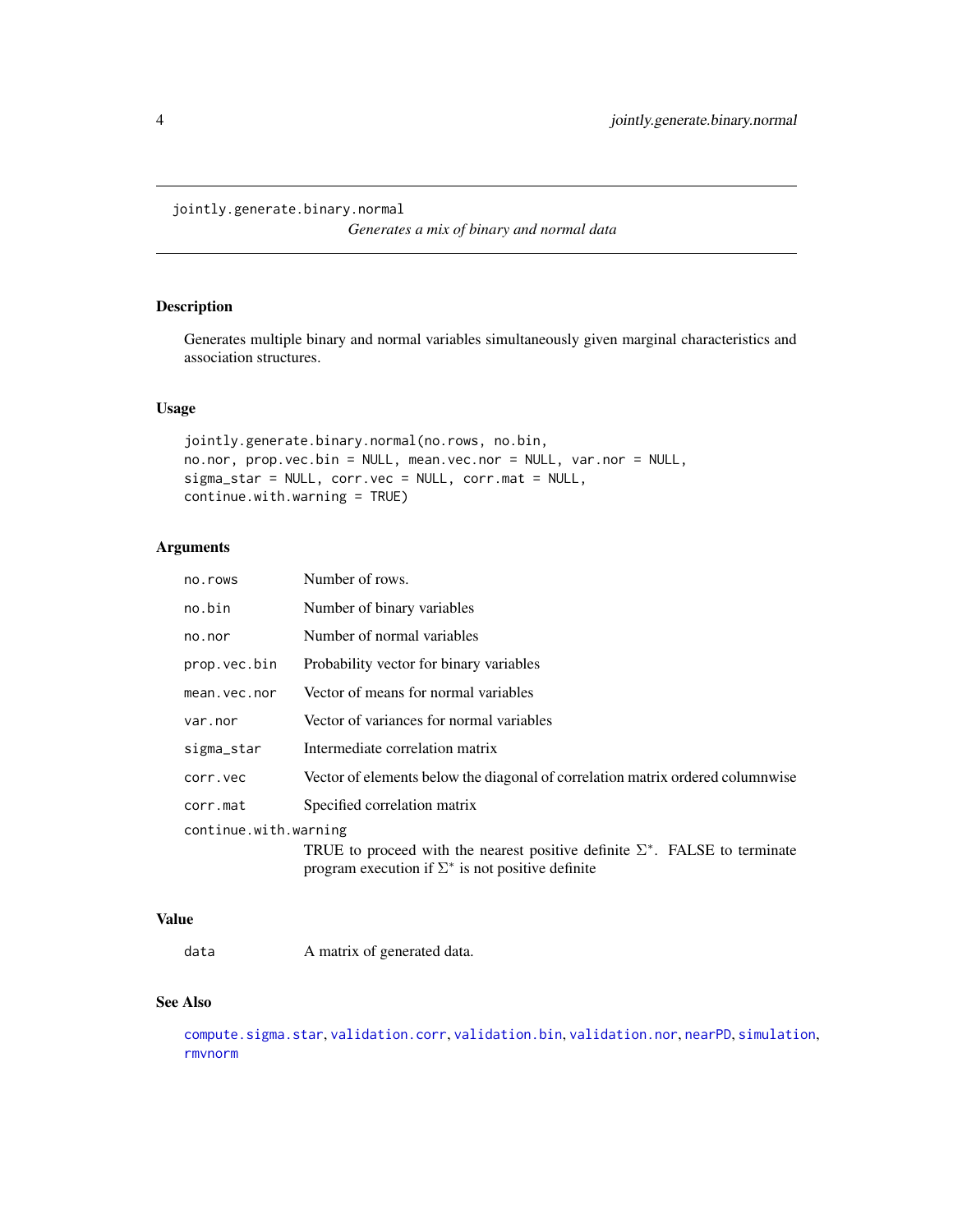`jointly.generate.binary.normal` — *Generates a mix of binary and normal data*

## Description

Generates multiple binary and normal variables simultaneously given marginal characteristics and association structures.

## Usage

```
jointly.generate.binary.normal(no.rows, no.bin,
no.nor, prop.vec.bin = NULL, mean.vec.nor = NULL, var.nor = NULL,
sigma_star = NULL, corr.vec = NULL, corr.mat = NULL,
continue.with.warning = TRUE)
```

## Arguments

| Argument | Description |
|---|---|
| `no.rows` | Number of rows. |
| `no.bin` | Number of binary variables |
| `no.nor` | Number of normal variables |
| `prop.vec.bin` | Probability vector for binary variables |
| `mean.vec.nor` | Vector of means for normal variables |
| `var.nor` | Vector of variances for normal variables |
| `sigma_star` | Intermediate correlation matrix |
| `corr.vec` | Vector of elements below the diagonal of correlation matrix ordered columnwise |
| `corr.mat` | Specified correlation matrix |
| `continue.with.warning` | TRUE to proceed with the nearest positive definite $\Sigma^*$. FALSE to terminate program execution if $\Sigma^*$ is not positive definite |

## Value

| | |
|---|---|
| `data` | A matrix of generated data. |

## See Also

`compute.sigma.star`, `validation.corr`, `validation.bin`, `validation.nor`, `nearPD`, `simulation`, `rmvnorm`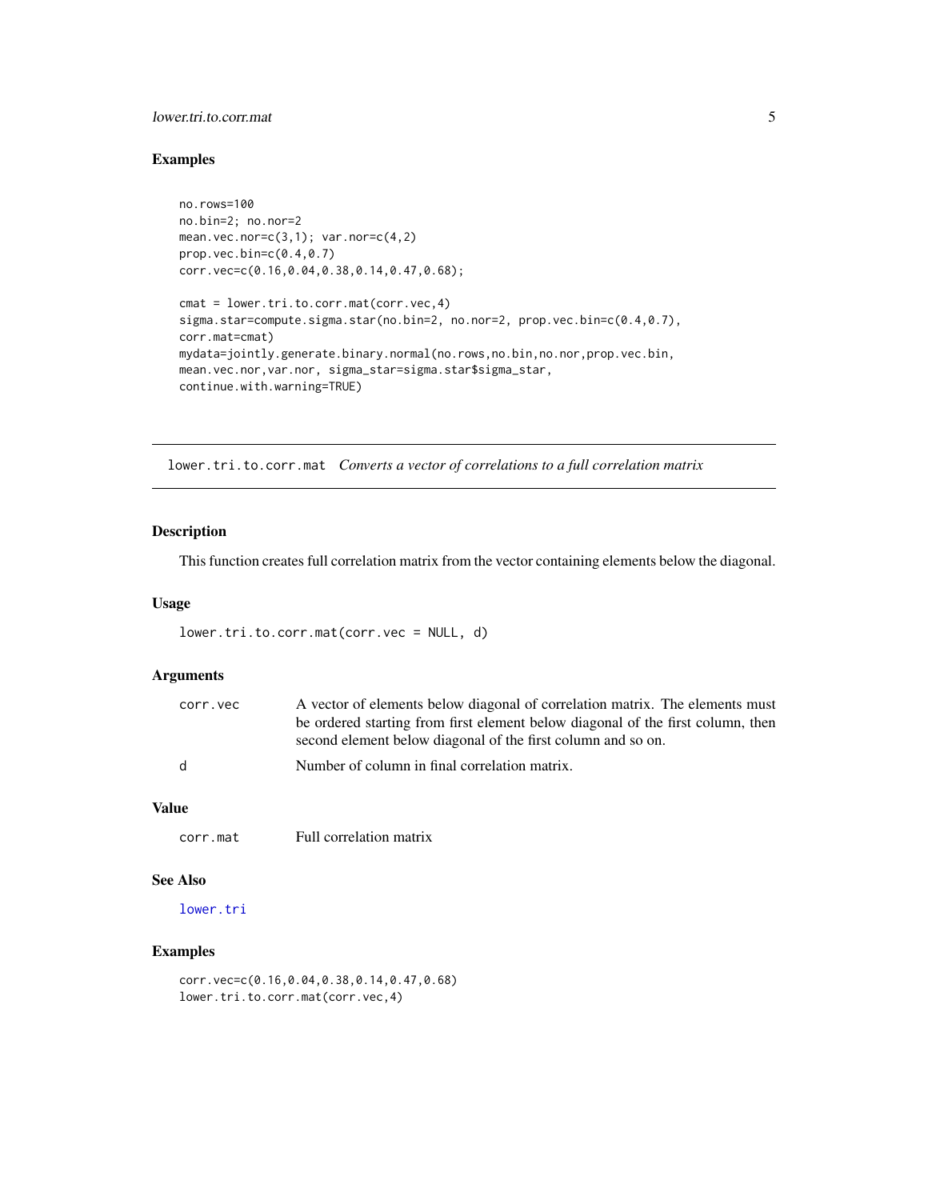## Examples

```
no.rows=100
no.bin=2; no.nor=2
mean.vec.nor=c(3,1); var.nor=c(4,2)
prop.vec.bin=c(0.4,0.7)
corr.vec=c(0.16,0.04,0.38,0.14,0.47,0.68);

cmat = lower.tri.to.corr.mat(corr.vec,4)
sigma.star=compute.sigma.star(no.bin=2, no.nor=2, prop.vec.bin=c(0.4,0.7),
corr.mat=cmat)
mydata=jointly.generate.binary.normal(no.rows,no.bin,no.nor,prop.vec.bin,
mean.vec.nor,var.nor, sigma_star=sigma.star$sigma_star,
continue.with.warning=TRUE)
```

---

# lower.tri.to.corr.mat *Converts a vector of correlations to a full correlation matrix*

---

## Description

This function creates full correlation matrix from the vector containing elements below the diagonal.

## Usage

```
lower.tri.to.corr.mat(corr.vec = NULL, d)
```

## Arguments

| | |
|---|---|
| `corr.vec` | A vector of elements below diagonal of correlation matrix. The elements must be ordered starting from first element below diagonal of the first column, then second element below diagonal of the first column and so on. |
| `d` | Number of column in final correlation matrix. |

## Value

| | |
|---|---|
| `corr.mat` | Full correlation matrix |

## See Also

`lower.tri`

## Examples

```
corr.vec=c(0.16,0.04,0.38,0.14,0.47,0.68)
lower.tri.to.corr.mat(corr.vec,4)
```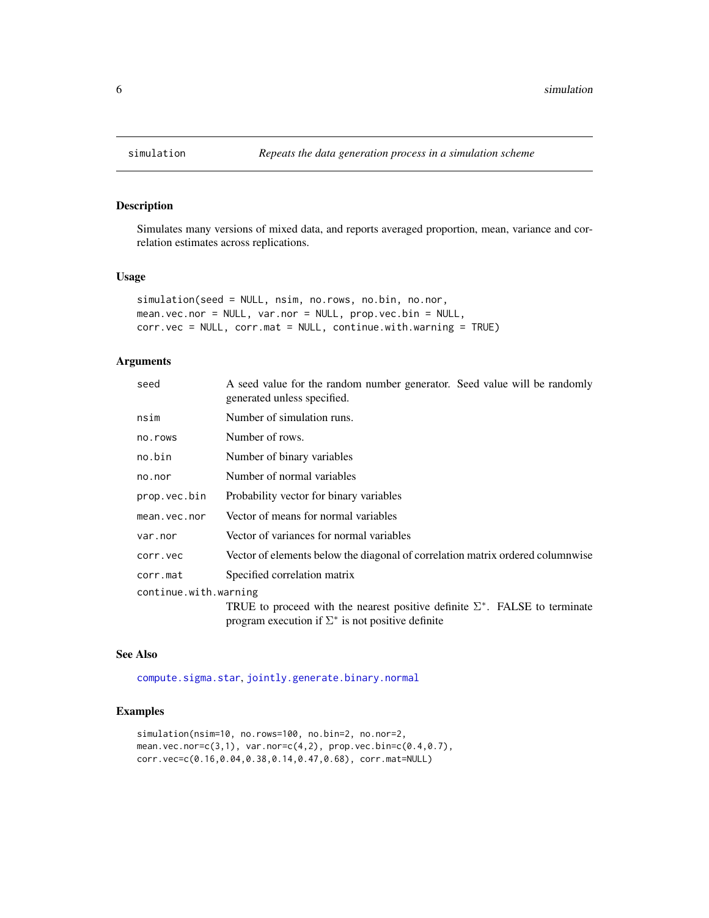# simulation — *Repeats the data generation process in a simulation scheme*

## Description

Simulates many versions of mixed data, and reports averaged proportion, mean, variance and correlation estimates across replications.

## Usage

```
simulation(seed = NULL, nsim, no.rows, no.bin, no.nor,
mean.vec.nor = NULL, var.nor = NULL, prop.vec.bin = NULL,
corr.vec = NULL, corr.mat = NULL, continue.with.warning = TRUE)
```

## Arguments

| Argument | Description |
|---|---|
| `seed` | A seed value for the random number generator. Seed value will be randomly generated unless specified. |
| `nsim` | Number of simulation runs. |
| `no.rows` | Number of rows. |
| `no.bin` | Number of binary variables |
| `no.nor` | Number of normal variables |
| `prop.vec.bin` | Probability vector for binary variables |
| `mean.vec.nor` | Vector of means for normal variables |
| `var.nor` | Vector of variances for normal variables |
| `corr.vec` | Vector of elements below the diagonal of correlation matrix ordered columnwise |
| `corr.mat` | Specified correlation matrix |
| `continue.with.warning` | TRUE to proceed with the nearest positive definite $\Sigma^*$. FALSE to terminate program execution if $\Sigma^*$ is not positive definite |

## See Also

`compute.sigma.star`, `jointly.generate.binary.normal`

## Examples

```
simulation(nsim=10, no.rows=100, no.bin=2, no.nor=2,
mean.vec.nor=c(3,1), var.nor=c(4,2), prop.vec.bin=c(0.4,0.7),
corr.vec=c(0.16,0.04,0.38,0.14,0.47,0.68), corr.mat=NULL)
```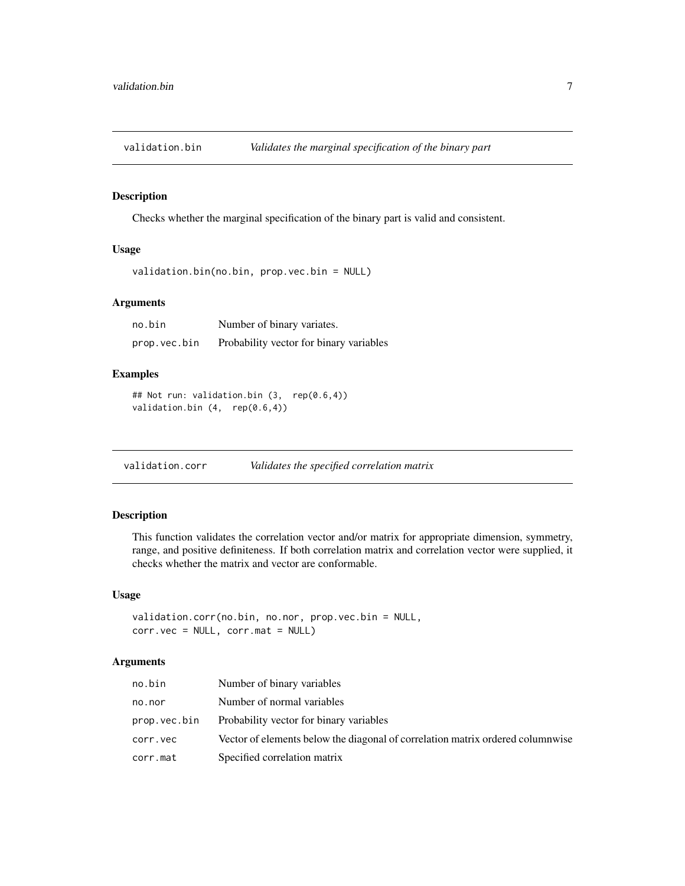## validation.bin — *Validates the marginal specification of the binary part*

### Description

Checks whether the marginal specification of the binary part is valid and consistent.

### Usage

```
validation.bin(no.bin, prop.vec.bin = NULL)
```

### Arguments

| | |
|---|---|
| no.bin | Number of binary variates. |
| prop.vec.bin | Probability vector for binary variables |

### Examples

```
## Not run: validation.bin (3,  rep(0.6,4))
validation.bin (4,  rep(0.6,4))
```

## validation.corr — *Validates the specified correlation matrix*

### Description

This function validates the correlation vector and/or matrix for appropriate dimension, symmetry, range, and positive definiteness. If both correlation matrix and correlation vector were supplied, it checks whether the matrix and vector are conformable.

### Usage

```
validation.corr(no.bin, no.nor, prop.vec.bin = NULL,
corr.vec = NULL, corr.mat = NULL)
```

### Arguments

| | |
|---|---|
| no.bin | Number of binary variables |
| no.nor | Number of normal variables |
| prop.vec.bin | Probability vector for binary variables |
| corr.vec | Vector of elements below the diagonal of correlation matrix ordered columnwise |
| corr.mat | Specified correlation matrix |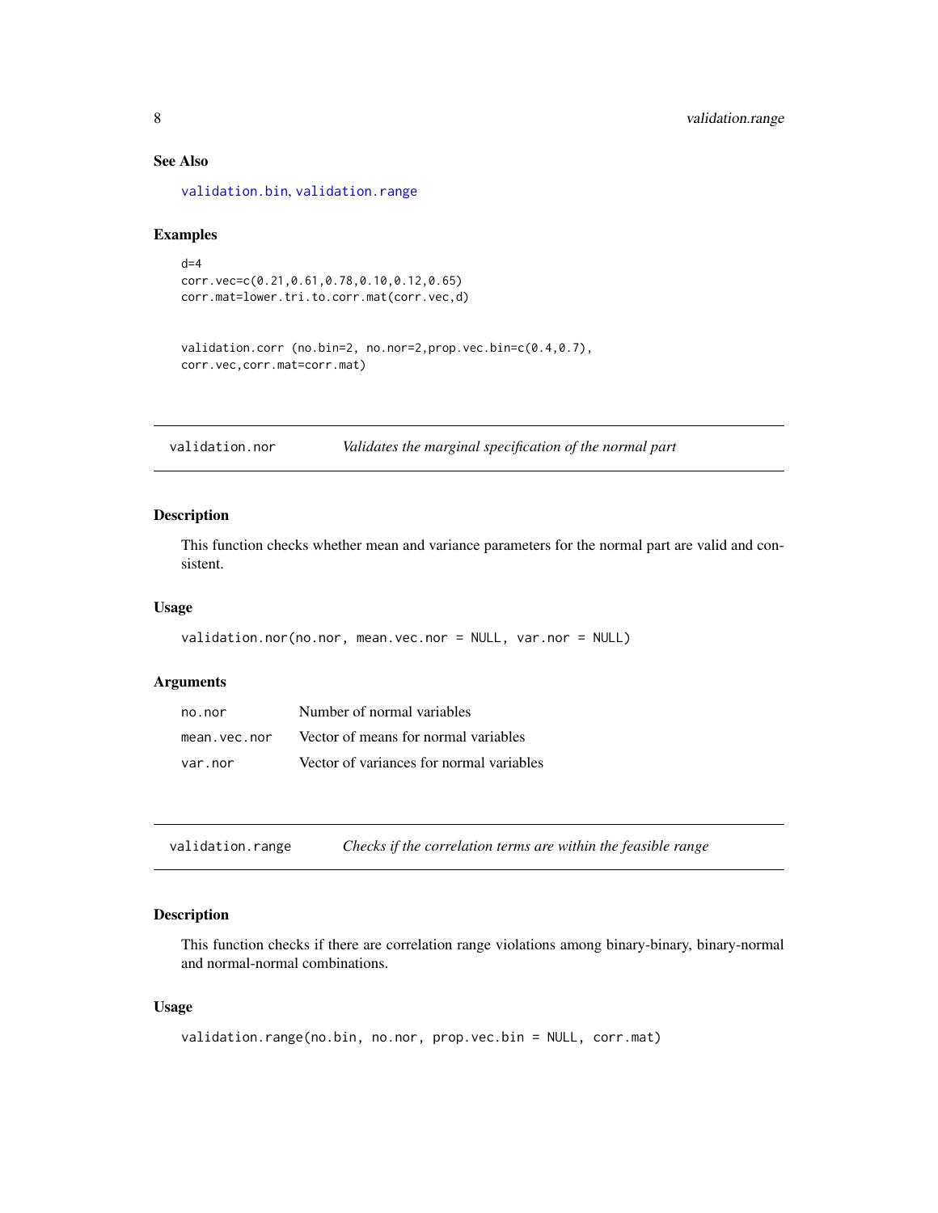## See Also

validation.bin, validation.range

## Examples

```
d=4
corr.vec=c(0.21,0.61,0.78,0.10,0.12,0.65)
corr.mat=lower.tri.to.corr.mat(corr.vec,d)


validation.corr (no.bin=2, no.nor=2,prop.vec.bin=c(0.4,0.7),
corr.vec,corr.mat=corr.mat)
```

---

# validation.nor — *Validates the marginal specification of the normal part*

## Description

This function checks whether mean and variance parameters for the normal part are valid and consistent.

## Usage

```
validation.nor(no.nor, mean.vec.nor = NULL, var.nor = NULL)
```

## Arguments

| | |
|---|---|
| no.nor | Number of normal variables |
| mean.vec.nor | Vector of means for normal variables |
| var.nor | Vector of variances for normal variables |

---

# validation.range — *Checks if the correlation terms are within the feasible range*

## Description

This function checks if there are correlation range violations among binary-binary, binary-normal and normal-normal combinations.

## Usage

```
validation.range(no.bin, no.nor, prop.vec.bin = NULL, corr.mat)
```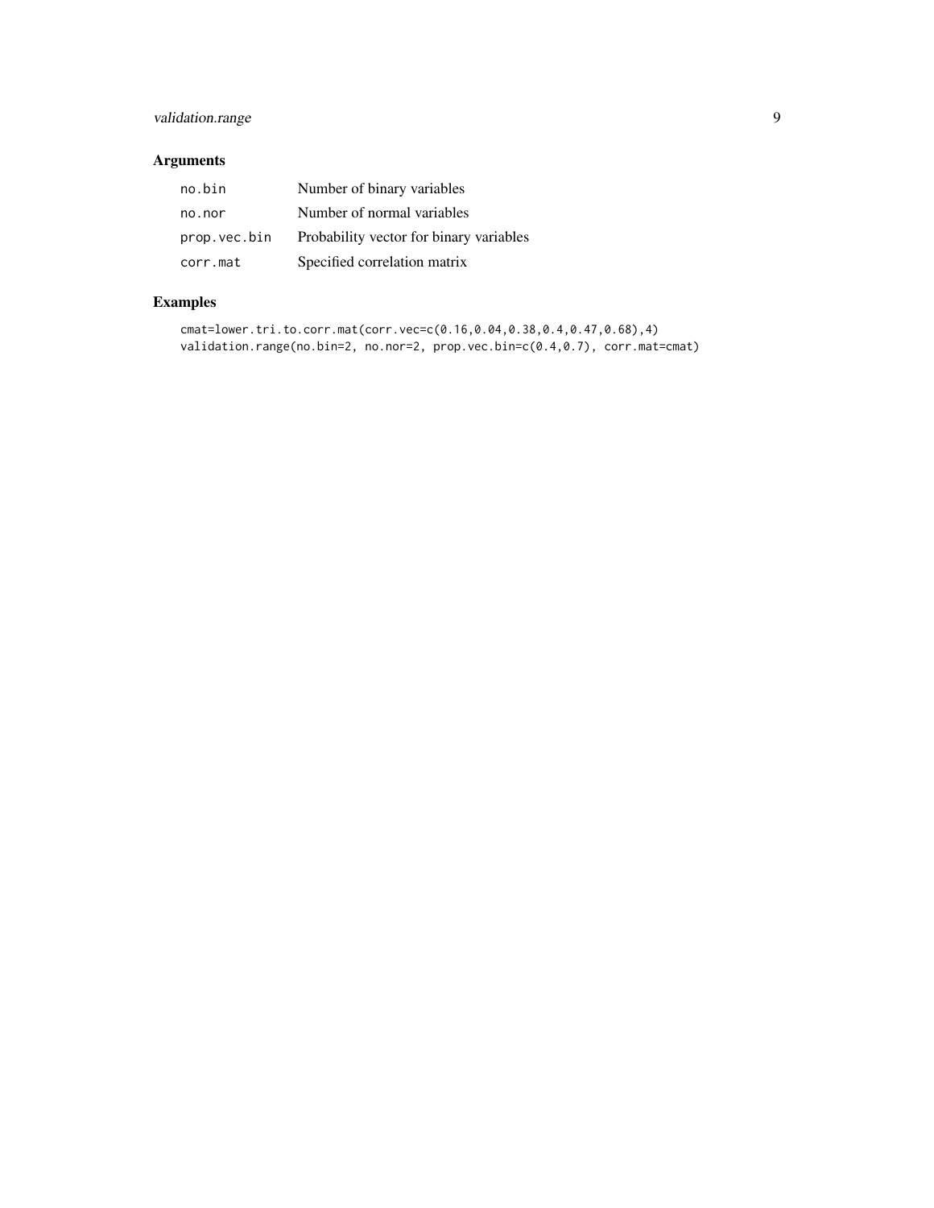### Arguments

| | |
|---|---|
| `no.bin` | Number of binary variables |
| `no.nor` | Number of normal variables |
| `prop.vec.bin` | Probability vector for binary variables |
| `corr.mat` | Specified correlation matrix |

### Examples

```
cmat=lower.tri.to.corr.mat(corr.vec=c(0.16,0.04,0.38,0.4,0.47,0.68),4)
validation.range(no.bin=2, no.nor=2, prop.vec.bin=c(0.4,0.7), corr.mat=cmat)
```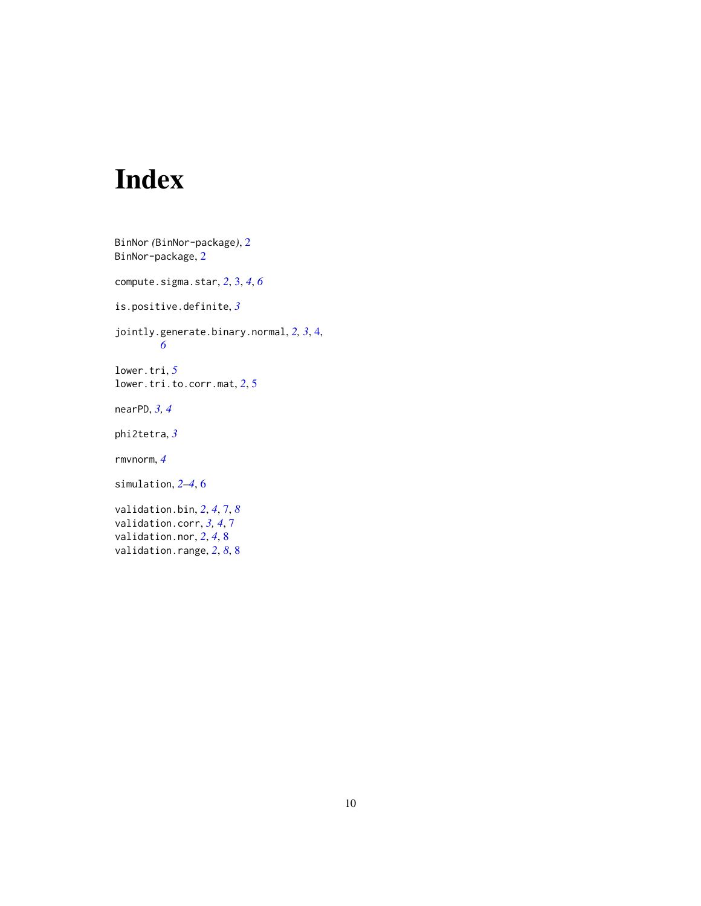# Index

BinNor (BinNor-package), 2
BinNor-package, 2

compute.sigma.star, *2*, 3, *4*, *6*

is.positive.definite, *3*

jointly.generate.binary.normal, *2, 3*, 4, *6*

lower.tri, *5*
lower.tri.to.corr.mat, *2*, 5

nearPD, *3, 4*

phi2tetra, *3*

rmvnorm, *4*

simulation, *2–4*, 6

validation.bin, *2*, *4*, 7, *8*
validation.corr, *3, 4*, 7
validation.nor, *2*, *4*, 8
validation.range, *2*, *8*, 8